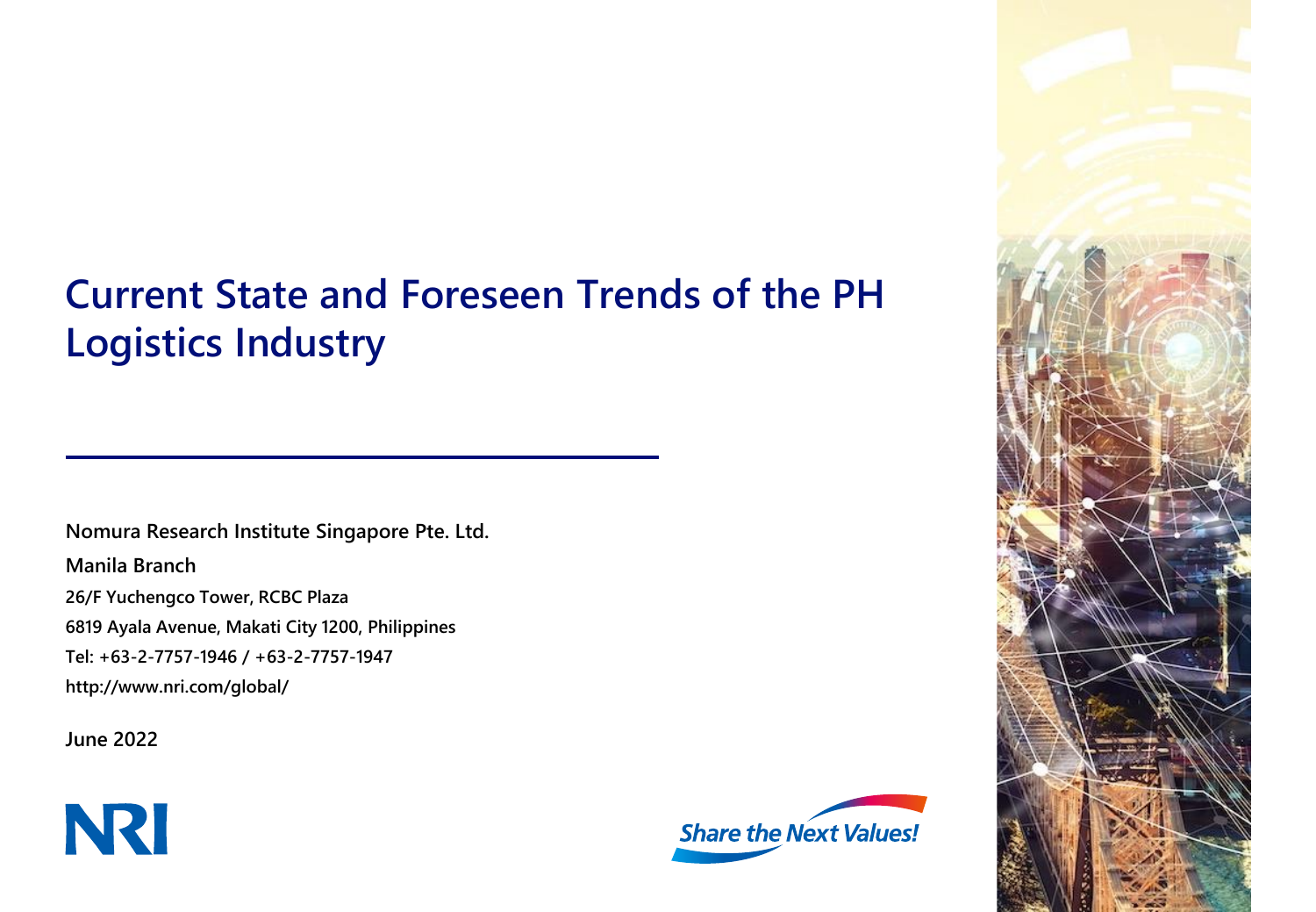# Current State and Foreseen Trends of the PH Logistics Industry

**Nomura Research Institute Singapore Pte. Ltd.**

**Manila Branch**

**26/F Yuchengco Tower, RCBC Plaza**

**6819 Ayala Avenue, Makati City 1200, Philippines**

**Tel: +63-2-7757-1946 / +63-2-7757-1947**

**http://www.nri.com/global/**

**June 2022**

NRI

*Share the Next Values!*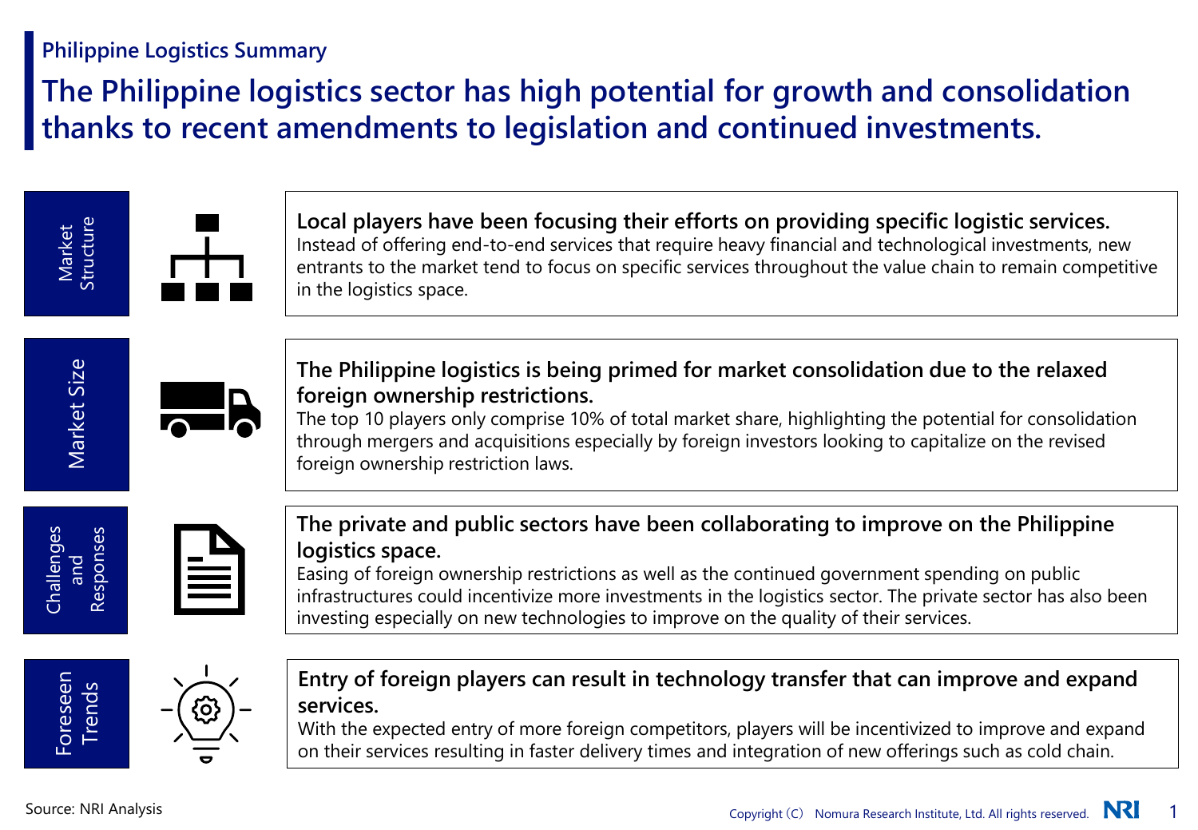**Philippine Logistics Summary**

# The Philippine logistics sector has high potential for growth and consolidation thanks to recent amendments to legislation and continued investments.

## Market Structure

**Local players have been focusing their efforts on providing specific logistic services.**
Instead of offering end-to-end services that require heavy financial and technological investments, new entrants to the market tend to focus on specific services throughout the value chain to remain competitive in the logistics space.

## Market Size

**The Philippine logistics is being primed for market consolidation due to the relaxed foreign ownership restrictions.**
The top 10 players only comprise 10% of total market share, highlighting the potential for consolidation through mergers and acquisitions especially by foreign investors looking to capitalize on the revised foreign ownership restriction laws.

## Challenges and Responses

**The private and public sectors have been collaborating to improve on the Philippine logistics space.**
Easing of foreign ownership restrictions as well as the continued government spending on public infrastructures could incentivize more investments in the logistics sector. The private sector has also been investing especially on new technologies to improve on the quality of their services.

## Foreseen Trends

**Entry of foreign players can result in technology transfer that can improve and expand services.**
With the expected entry of more foreign competitors, players will be incentivized to improve and expand on their services resulting in faster delivery times and integration of new offerings such as cold chain.

Source: NRI Analysis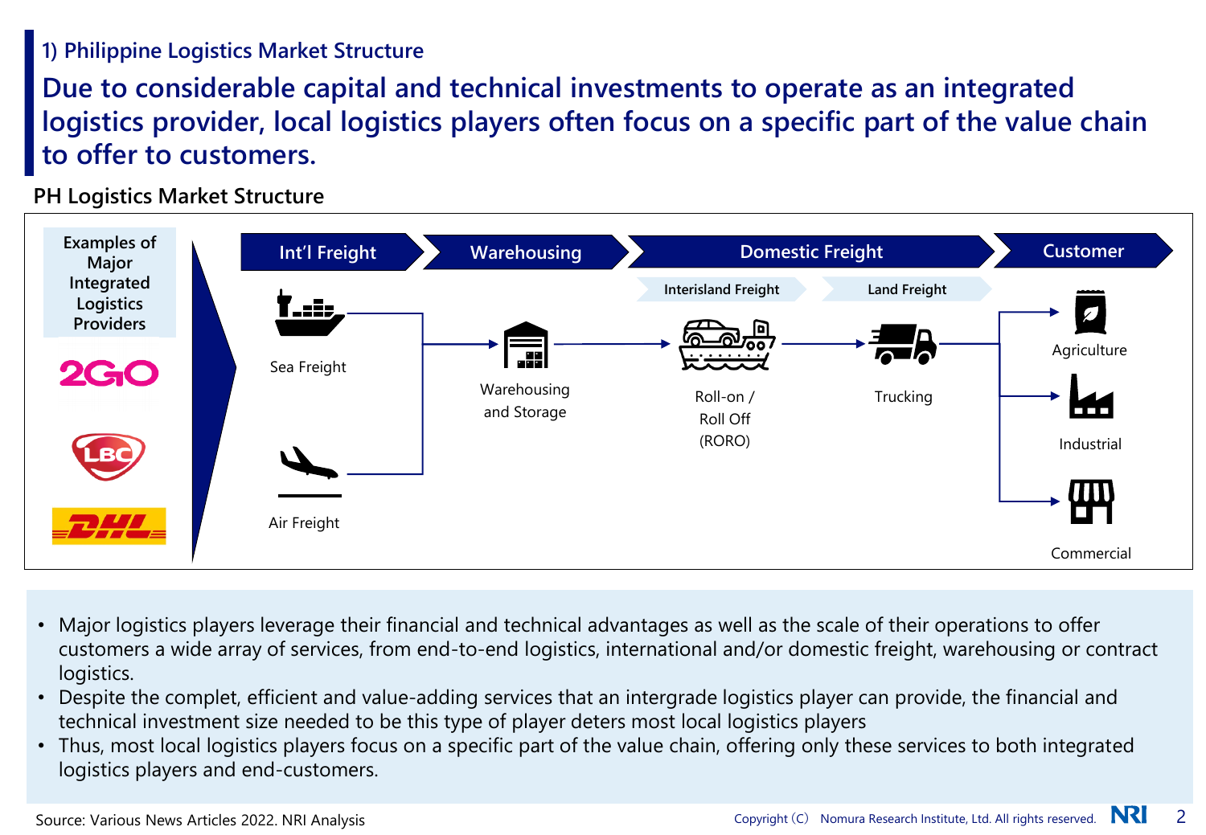## 1) Philippine Logistics Market Structure

# Due to considerable capital and technical investments to operate as an integrated logistics provider, local logistics players often focus on a specific part of the value chain to offer to customers.

### PH Logistics Market Structure

Examples of Major Integrated Logistics Providers

2GO

LBC

DHL

Int'l Freight → Warehousing → Domestic Freight → Customer

Interisland Freight | Land Freight

Sea Freight

Air Freight

Warehousing and Storage

Roll-on / Roll Off (RORO)

Trucking

Agriculture

Industrial

Commercial

- Major logistics players leverage their financial and technical advantages as well as the scale of their operations to offer customers a wide array of services, from end-to-end logistics, international and/or domestic freight, warehousing or contract logistics.
- Despite the complet, efficient and value-adding services that an intergrade logistics player can provide, the financial and technical investment size needed to be this type of player deters most local logistics players
- Thus, most local logistics players focus on a specific part of the value chain, offering only these services to both integrated logistics players and end-customers.

Source: Various News Articles 2022. NRI Analysis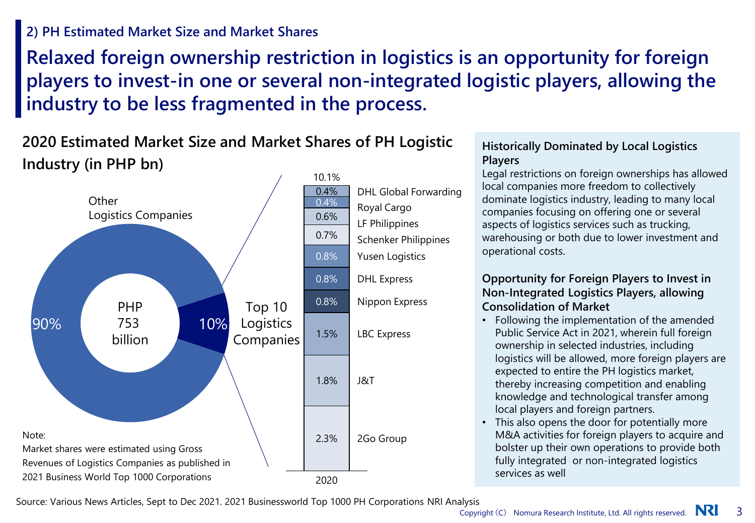## 2) PH Estimated Market Size and Market Shares

# Relaxed foreign ownership restriction in logistics is an opportunity for foreign players to invest-in one or several non-integrated logistic players, allowing the industry to be less fragmented in the process.

### 2020 Estimated Market Size and Market Shares of PH Logistic Industry (in PHP bn)

PHP 753 billion

- Other Logistics Companies: 90%
- Top 10 Logistics Companies: 10%

Top 10 Logistics Companies (2020): 10.1%

| Company | Share |
|---|---|
| DHL Global Forwarding | 0.4% |
| Royal Cargo | 0.4% |
| LF Philippines | 0.6% |
| Schenker Philippines | 0.7% |
| Yusen Logistics | 0.8% |
| DHL Express | 0.8% |
| Nippon Express | 0.8% |
| LBC Express | 1.5% |
| J&T | 1.8% |
| 2Go Group | 2.3% |

Note:
Market shares were estimated using Gross Revenues of Logistics Companies as published in 2021 Business World Top 1000 Corporations

**Historically Dominated by Local Logistics Players**

Legal restrictions on foreign ownerships has allowed local companies more freedom to collectively dominate logistics industry, leading to many local companies focusing on offering one or several aspects of logistics services such as trucking, warehousing or both due to lower investment and operational costs.

**Opportunity for Foreign Players to Invest in Non-Integrated Logistics Players, allowing Consolidation of Market**

- Following the implementation of the amended Public Service Act in 2021, wherein full foreign ownership in selected industries, including logistics will be allowed, more foreign players are expected to entire the PH logistics market, thereby increasing competition and enabling knowledge and technological transfer among local players and foreign partners.
- This also opens the door for potentially more M&A activities for foreign players to acquire and bolster up their own operations to provide both fully integrated or non-integrated logistics services as well

Source: Various News Articles, Sept to Dec 2021. 2021 Businessworld Top 1000 PH Corporations NRI Analysis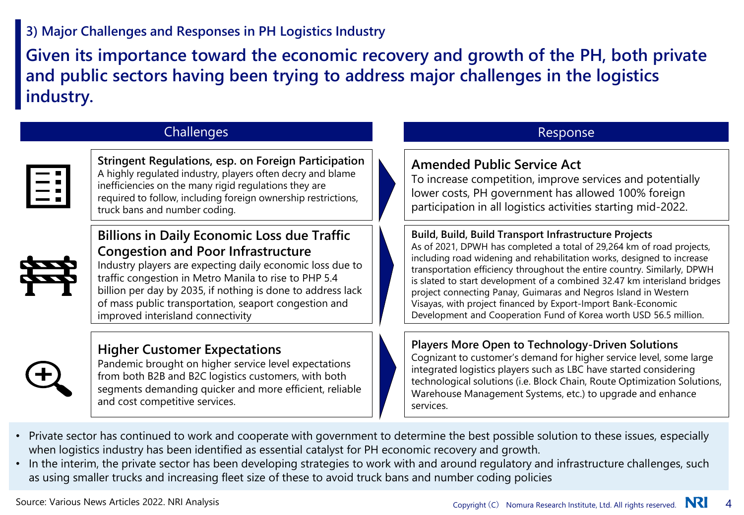### 3) Major Challenges and Responses in PH Logistics Industry

## Given its importance toward the economic recovery and growth of the PH, both private and public sectors having been trying to address major challenges in the logistics industry.

| Challenges | Response |
| --- | --- |
| **Stringent Regulations, esp. on Foreign Participation**<br>A highly regulated industry, players often decry and blame inefficiencies on the many rigid regulations they are required to follow, including foreign ownership restrictions, truck bans and number coding. | **Amended Public Service Act**<br>To increase competition, improve services and potentially lower costs, PH government has allowed 100% foreign participation in all logistics activities starting mid-2022. |
| **Billions in Daily Economic Loss due Traffic Congestion and Poor Infrastructure**<br>Industry players are expecting daily economic loss due to traffic congestion in Metro Manila to rise to PHP 5.4 billion per day by 2035, if nothing is done to address lack of mass public transportation, seaport congestion and improved interisland connectivity | **Build, Build, Build Transport Infrastructure Projects**<br>As of 2021, DPWH has completed a total of 29,264 km of road projects, including road widening and rehabilitation works, designed to increase transportation efficiency throughout the entire country. Similarly, DPWH is slated to start development of a combined 32.47 km interisland bridges project connecting Panay, Guimaras and Negros Island in Western Visayas, with project financed by Export-Import Bank-Economic Development and Cooperation Fund of Korea worth USD 56.5 million. |
| **Higher Customer Expectations**<br>Pandemic brought on higher service level expectations from both B2B and B2C logistics customers, with both segments demanding quicker and more efficient, reliable and cost competitive services. | **Players More Open to Technology-Driven Solutions**<br>Cognizant to customer's demand for higher service level, some large integrated logistics players such as LBC have started considering technological solutions (i.e. Block Chain, Route Optimization Solutions, Warehouse Management Systems, etc.) to upgrade and enhance services. |

- Private sector has continued to work and cooperate with government to determine the best possible solution to these issues, especially when logistics industry has been identified as essential catalyst for PH economic recovery and growth.
- In the interim, the private sector has been developing strategies to work with and around regulatory and infrastructure challenges, such as using smaller trucks and increasing fleet size of these to avoid truck bans and number coding policies

Source: Various News Articles 2022. NRI Analysis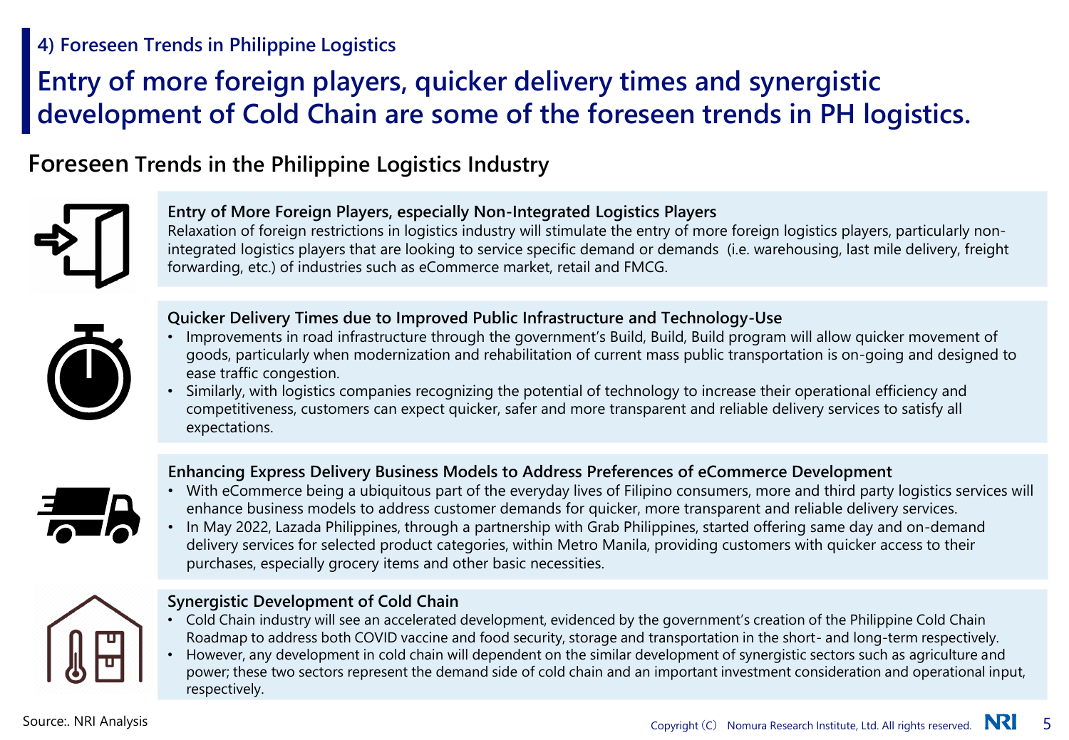## 4) Foreseen Trends in Philippine Logistics

# Entry of more foreign players, quicker delivery times and synergistic development of Cold Chain are some of the foreseen trends in PH logistics.

### Foreseen Trends in the Philippine Logistics Industry

**Entry of More Foreign Players, especially Non-Integrated Logistics Players**

Relaxation of foreign restrictions in logistics industry will stimulate the entry of more foreign logistics players, particularly non-integrated logistics players that are looking to service specific demand or demands (i.e. warehousing, last mile delivery, freight forwarding, etc.) of industries such as eCommerce market, retail and FMCG.

**Quicker Delivery Times due to Improved Public Infrastructure and Technology-Use**

- Improvements in road infrastructure through the government's Build, Build, Build program will allow quicker movement of goods, particularly when modernization and rehabilitation of current mass public transportation is on-going and designed to ease traffic congestion.
- Similarly, with logistics companies recognizing the potential of technology to increase their operational efficiency and competitiveness, customers can expect quicker, safer and more transparent and reliable delivery services to satisfy all expectations.

**Enhancing Express Delivery Business Models to Address Preferences of eCommerce Development**

- With eCommerce being a ubiquitous part of the everyday lives of Filipino consumers, more and third party logistics services will enhance business models to address customer demands for quicker, more transparent and reliable delivery services.
- In May 2022, Lazada Philippines, through a partnership with Grab Philippines, started offering same day and on-demand delivery services for selected product categories, within Metro Manila, providing customers with quicker access to their purchases, especially grocery items and other basic necessities.

**Synergistic Development of Cold Chain**

- Cold Chain industry will see an accelerated development, evidenced by the government's creation of the Philippine Cold Chain Roadmap to address both COVID vaccine and food security, storage and transportation in the short- and long-term respectively.
- However, any development in cold chain will dependent on the similar development of synergistic sectors such as agriculture and power; these two sectors represent the demand side of cold chain and an important investment consideration and operational input, respectively.

Source:. NRI Analysis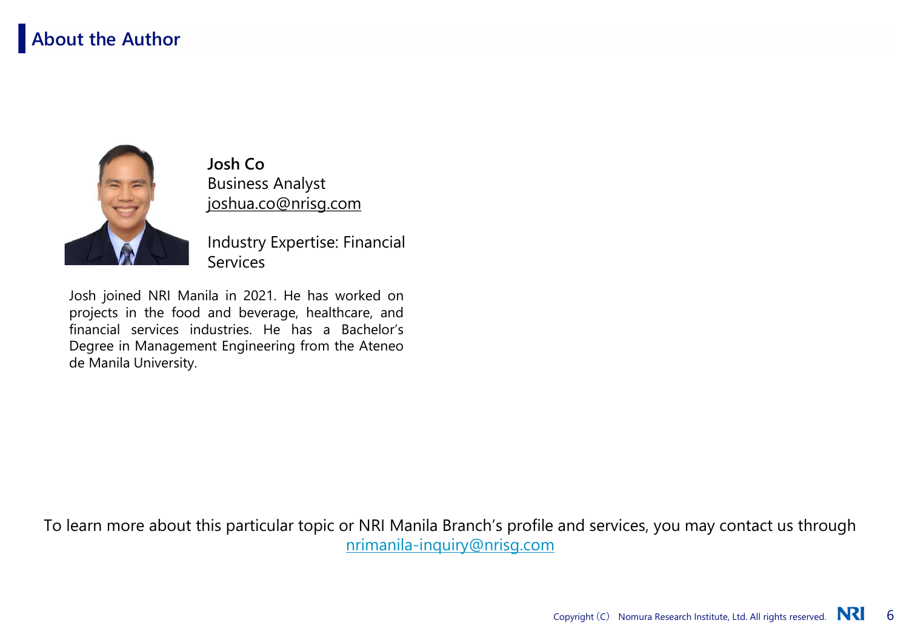## About the Author

**Josh Co**
Business Analyst
joshua.co@nrisg.com

Industry Expertise: Financial Services

Josh joined NRI Manila in 2021. He has worked on projects in the food and beverage, healthcare, and financial services industries. He has a Bachelor's Degree in Management Engineering from the Ateneo de Manila University.

To learn more about this particular topic or NRI Manila Branch's profile and services, you may contact us through nrimanila-inquiry@nrisg.com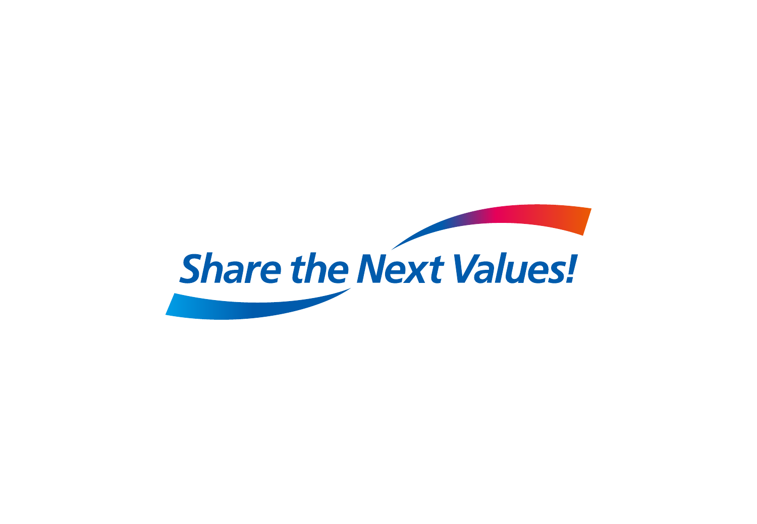Share the Next Values!